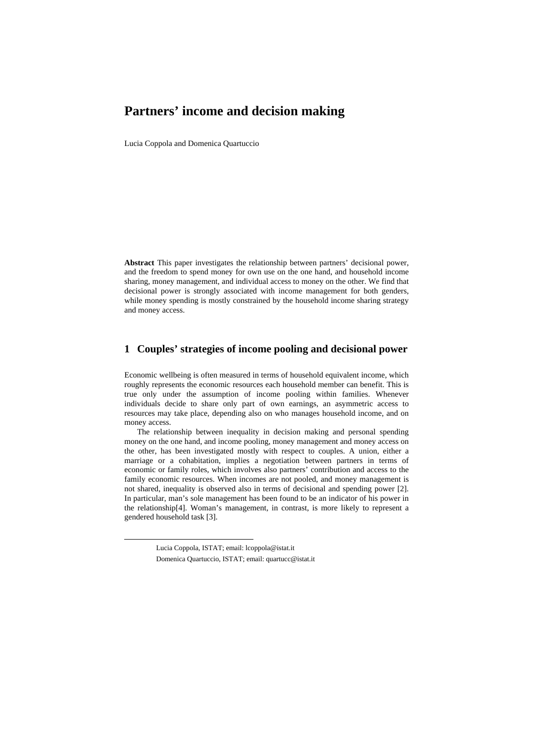# Partners' income and decision making

Lucia Coppola and Domenica Quartuccio

**Abstract** This paper investigates the relationship between partners' decisional power, and the freedom to spend money for own use on the one hand, and household income sharing, money management, and individual access to money on the other. We find that decisional power is strongly associated with income management for both genders, while money spending is mostly constrained by the household income sharing strategy and money access.

## 1 Couples' strategies of income pooling and decisional power

Economic wellbeing is often measured in terms of household equivalent income, which roughly represents the economic resources each household member can benefit. This is true only under the assumption of income pooling within families. Whenever individuals decide to share only part of own earnings, an asymmetric access to resources may take place, depending also on who manages household income, and on money access.

The relationship between inequality in decision making and personal spending money on the one hand, and income pooling, money management and money access on the other, has been investigated mostly with respect to couples. A union, either a marriage or a cohabitation, implies a negotiation between partners in terms of economic or family roles, which involves also partners' contribution and access to the family economic resources. When incomes are not pooled, and money management is not shared, inequality is observed also in terms of decisional and spending power [2]. In particular, man's sole management has been found to be an indicator of his power in the relationship[4]. Woman's management, in contrast, is more likely to represent a gendered household task [3].

---

Lucia Coppola, ISTAT; email: lcoppola@istat.it

Domenica Quartuccio, ISTAT; email: quartucc@istat.it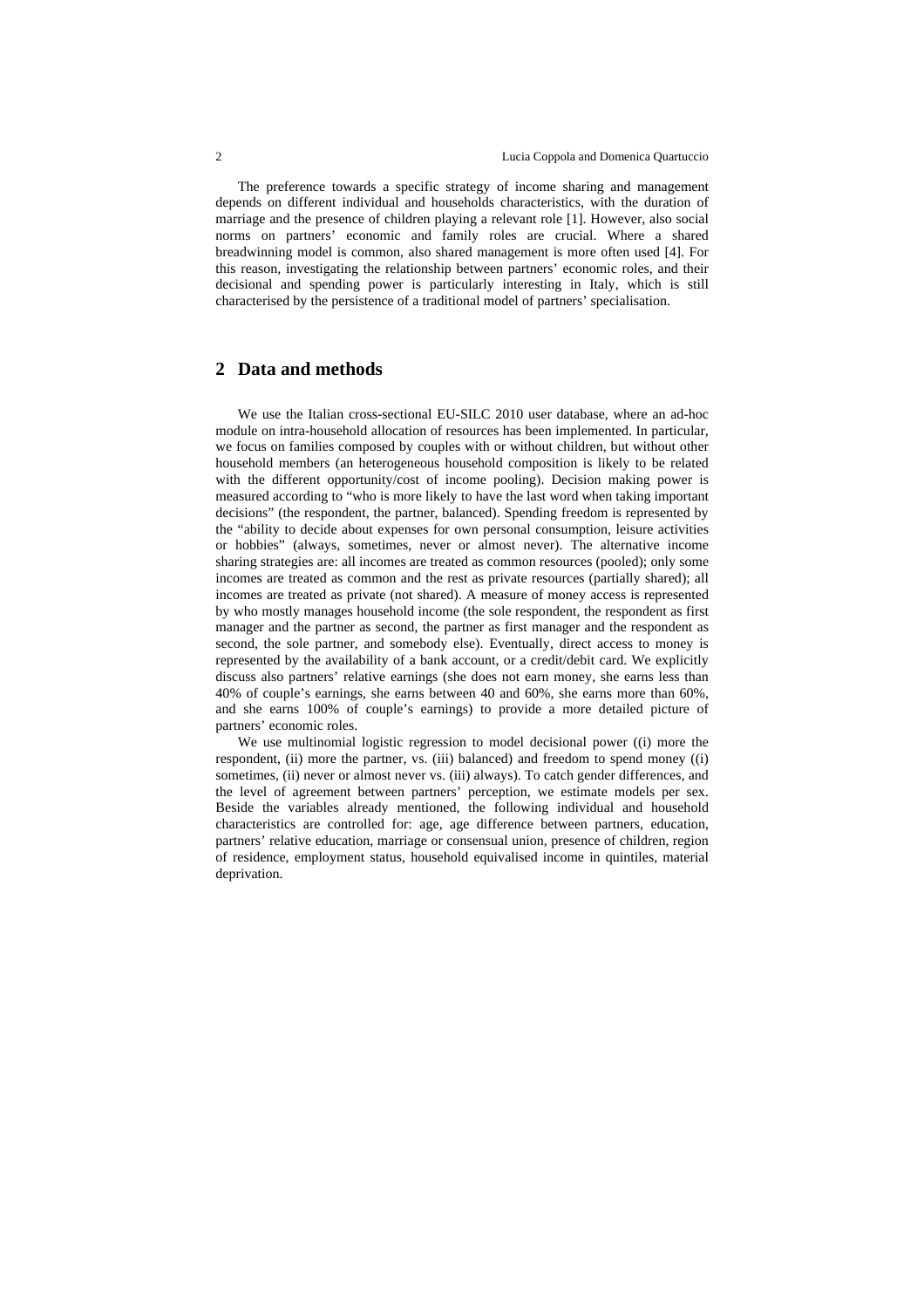The preference towards a specific strategy of income sharing and management depends on different individual and households characteristics, with the duration of marriage and the presence of children playing a relevant role [1]. However, also social norms on partners' economic and family roles are crucial. Where a shared breadwinning model is common, also shared management is more often used [4]. For this reason, investigating the relationship between partners' economic roles, and their decisional and spending power is particularly interesting in Italy, which is still characterised by the persistence of a traditional model of partners' specialisation.

## 2 Data and methods

We use the Italian cross-sectional EU-SILC 2010 user database, where an ad-hoc module on intra-household allocation of resources has been implemented. In particular, we focus on families composed by couples with or without children, but without other household members (an heterogeneous household composition is likely to be related with the different opportunity/cost of income pooling). Decision making power is measured according to "who is more likely to have the last word when taking important decisions" (the respondent, the partner, balanced). Spending freedom is represented by the "ability to decide about expenses for own personal consumption, leisure activities or hobbies" (always, sometimes, never or almost never). The alternative income sharing strategies are: all incomes are treated as common resources (pooled); only some incomes are treated as common and the rest as private resources (partially shared); all incomes are treated as private (not shared). A measure of money access is represented by who mostly manages household income (the sole respondent, the respondent as first manager and the partner as second, the partner as first manager and the respondent as second, the sole partner, and somebody else). Eventually, direct access to money is represented by the availability of a bank account, or a credit/debit card. We explicitly discuss also partners' relative earnings (she does not earn money, she earns less than 40% of couple's earnings, she earns between 40 and 60%, she earns more than 60%, and she earns 100% of couple's earnings) to provide a more detailed picture of partners' economic roles.

We use multinomial logistic regression to model decisional power ((i) more the respondent, (ii) more the partner, vs. (iii) balanced) and freedom to spend money ((i) sometimes, (ii) never or almost never vs. (iii) always). To catch gender differences, and the level of agreement between partners' perception, we estimate models per sex. Beside the variables already mentioned, the following individual and household characteristics are controlled for: age, age difference between partners, education, partners' relative education, marriage or consensual union, presence of children, region of residence, employment status, household equivalised income in quintiles, material deprivation.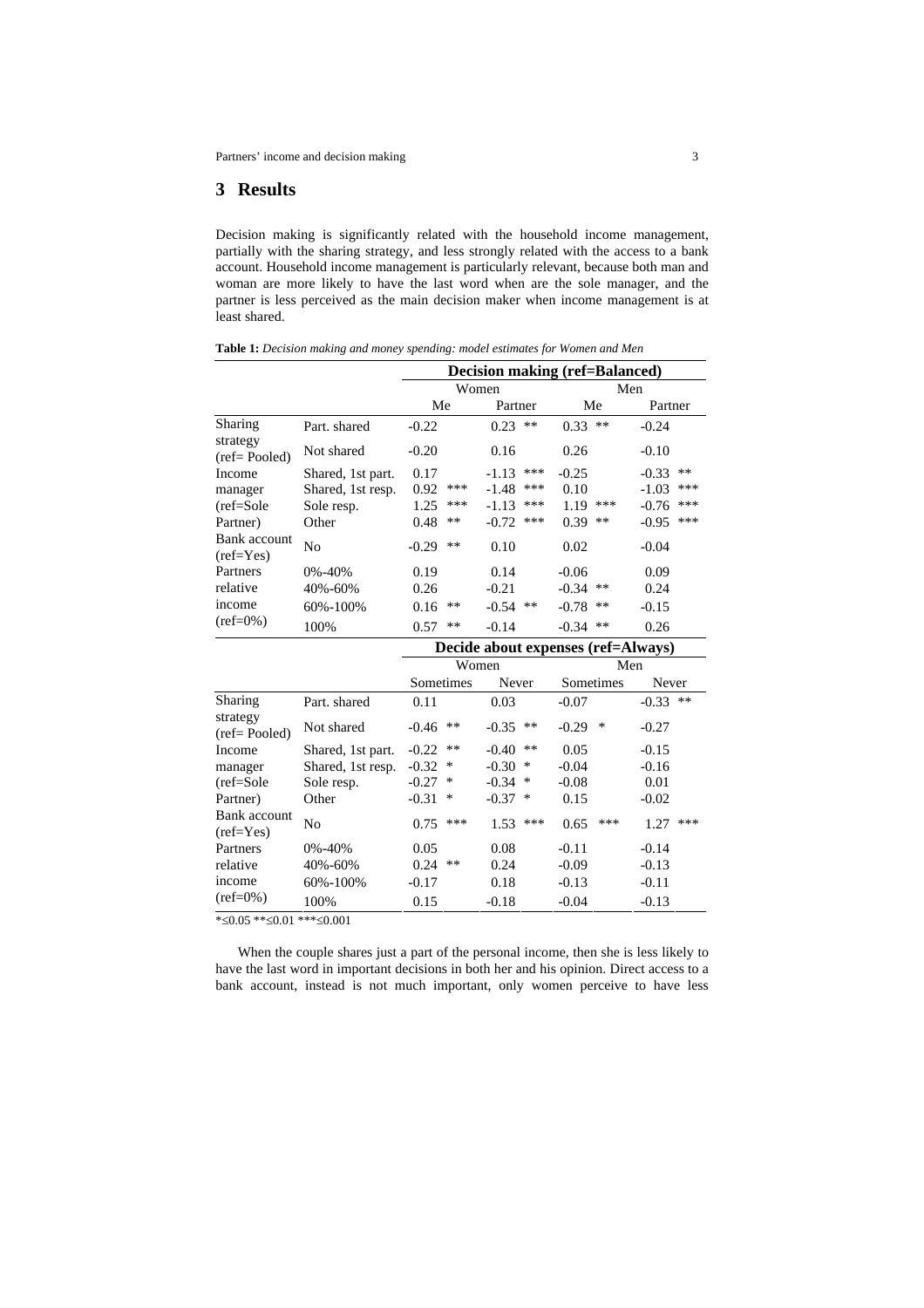## 3 Results

Decision making is significantly related with the household income management, partially with the sharing strategy, and less strongly related with the access to a bank account. Household income management is particularly relevant, because both man and woman are more likely to have the last word when are the sole manager, and the partner is less perceived as the main decision maker when income management is at least shared.

**Table 1:** *Decision making and money spending: model estimates for Women and Men*

| | | **Decision making (ref=Balanced)** | | | | | | | |
|---|---|---|---|---|---|---|---|---|---|
| | | Women | | | | Men | | | |
| | | Me | | Partner | | Me | | Partner | |
| Sharing strategy (ref= Pooled) | Part. shared | -0.22 | | 0.23 | ** | 0.33 | ** | -0.24 | |
| | Not shared | -0.20 | | 0.16 | | 0.26 | | -0.10 | |
| Income manager (ref=Sole Partner) | Shared, 1st part. | 0.17 | | -1.13 | *** | -0.25 | | -0.33 | ** |
| | Shared, 1st resp. | 0.92 | *** | -1.48 | *** | 0.10 | | -1.03 | *** |
| | Sole resp. | 1.25 | *** | -1.13 | *** | 1.19 | *** | -0.76 | *** |
| | Other | 0.48 | ** | -0.72 | *** | 0.39 | ** | -0.95 | *** |
| Bank account (ref=Yes) | No | -0.29 | ** | 0.10 | | 0.02 | | -0.04 | |
| Partners relative income (ref=0%) | 0%-40% | 0.19 | | 0.14 | | -0.06 | | 0.09 | |
| | 40%-60% | 0.26 | | -0.21 | | -0.34 | ** | 0.24 | |
| | 60%-100% | 0.16 | ** | -0.54 | ** | -0.78 | ** | -0.15 | |
| | 100% | 0.57 | ** | -0.14 | | -0.34 | ** | 0.26 | |
| | | **Decide about expenses (ref=Always)** | | | | | | | |
| | | Women | | | | Men | | | |
| | | Sometimes | | Never | | Sometimes | | Never | |
| Sharing strategy (ref= Pooled) | Part. shared | 0.11 | | 0.03 | | -0.07 | | -0.33 | ** |
| | Not shared | -0.46 | ** | -0.35 | ** | -0.29 | * | -0.27 | |
| Income manager (ref=Sole Partner) | Shared, 1st part. | -0.22 | ** | -0.40 | ** | 0.05 | | -0.15 | |
| | Shared, 1st resp. | -0.32 | * | -0.30 | * | -0.04 | | -0.16 | |
| | Sole resp. | -0.27 | * | -0.34 | * | -0.08 | | 0.01 | |
| | Other | -0.31 | * | -0.37 | * | 0.15 | | -0.02 | |
| Bank account (ref=Yes) | No | 0.75 | *** | 1.53 | *** | 0.65 | *** | 1.27 | *** |
| Partners relative income (ref=0%) | 0%-40% | 0.05 | | 0.08 | | -0.11 | | -0.14 | |
| | 40%-60% | 0.24 | ** | 0.24 | | -0.09 | | -0.13 | |
| | 60%-100% | -0.17 | | 0.18 | | -0.13 | | -0.11 | |
| | 100% | 0.15 | | -0.18 | | -0.04 | | -0.13 | |

*≤0.05 **≤0.01 ***≤0.001

When the couple shares just a part of the personal income, then she is less likely to have the last word in important decisions in both her and his opinion. Direct access to a bank account, instead is not much important, only women perceive to have less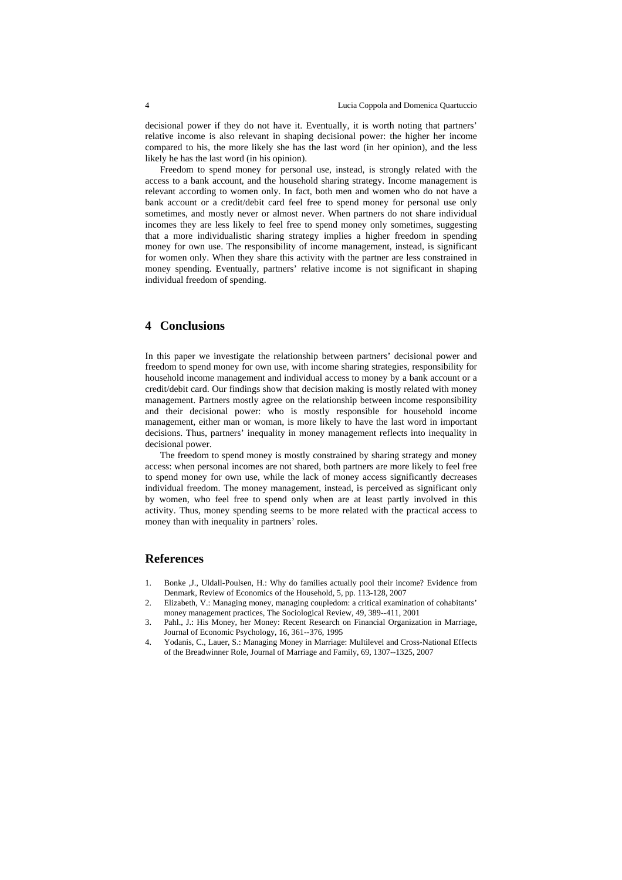decisional power if they do not have it. Eventually, it is worth noting that partners' relative income is also relevant in shaping decisional power: the higher her income compared to his, the more likely she has the last word (in her opinion), and the less likely he has the last word (in his opinion).

Freedom to spend money for personal use, instead, is strongly related with the access to a bank account, and the household sharing strategy. Income management is relevant according to women only. In fact, both men and women who do not have a bank account or a credit/debit card feel free to spend money for personal use only sometimes, and mostly never or almost never. When partners do not share individual incomes they are less likely to feel free to spend money only sometimes, suggesting that a more individualistic sharing strategy implies a higher freedom in spending money for own use. The responsibility of income management, instead, is significant for women only. When they share this activity with the partner are less constrained in money spending. Eventually, partners' relative income is not significant in shaping individual freedom of spending.

# 4 Conclusions

In this paper we investigate the relationship between partners' decisional power and freedom to spend money for own use, with income sharing strategies, responsibility for household income management and individual access to money by a bank account or a credit/debit card. Our findings show that decision making is mostly related with money management. Partners mostly agree on the relationship between income responsibility and their decisional power: who is mostly responsible for household income management, either man or woman, is more likely to have the last word in important decisions. Thus, partners' inequality in money management reflects into inequality in decisional power.

The freedom to spend money is mostly constrained by sharing strategy and money access: when personal incomes are not shared, both partners are more likely to feel free to spend money for own use, while the lack of money access significantly decreases individual freedom. The money management, instead, is perceived as significant only by women, who feel free to spend only when are at least partly involved in this activity. Thus, money spending seems to be more related with the practical access to money than with inequality in partners' roles.

# References

1. Bonke ,J., Uldall-Poulsen, H.: Why do families actually pool their income? Evidence from Denmark, Review of Economics of the Household, 5, pp. 113-128, 2007
2. Elizabeth, V.: Managing money, managing coupledom: a critical examination of cohabitants' money management practices, The Sociological Review, 49, 389--411, 2001
3. Pahl., J.: His Money, her Money: Recent Research on Financial Organization in Marriage, Journal of Economic Psychology, 16, 361--376, 1995
4. Yodanis, C., Lauer, S.: Managing Money in Marriage: Multilevel and Cross-National Effects of the Breadwinner Role, Journal of Marriage and Family, 69, 1307--1325, 2007